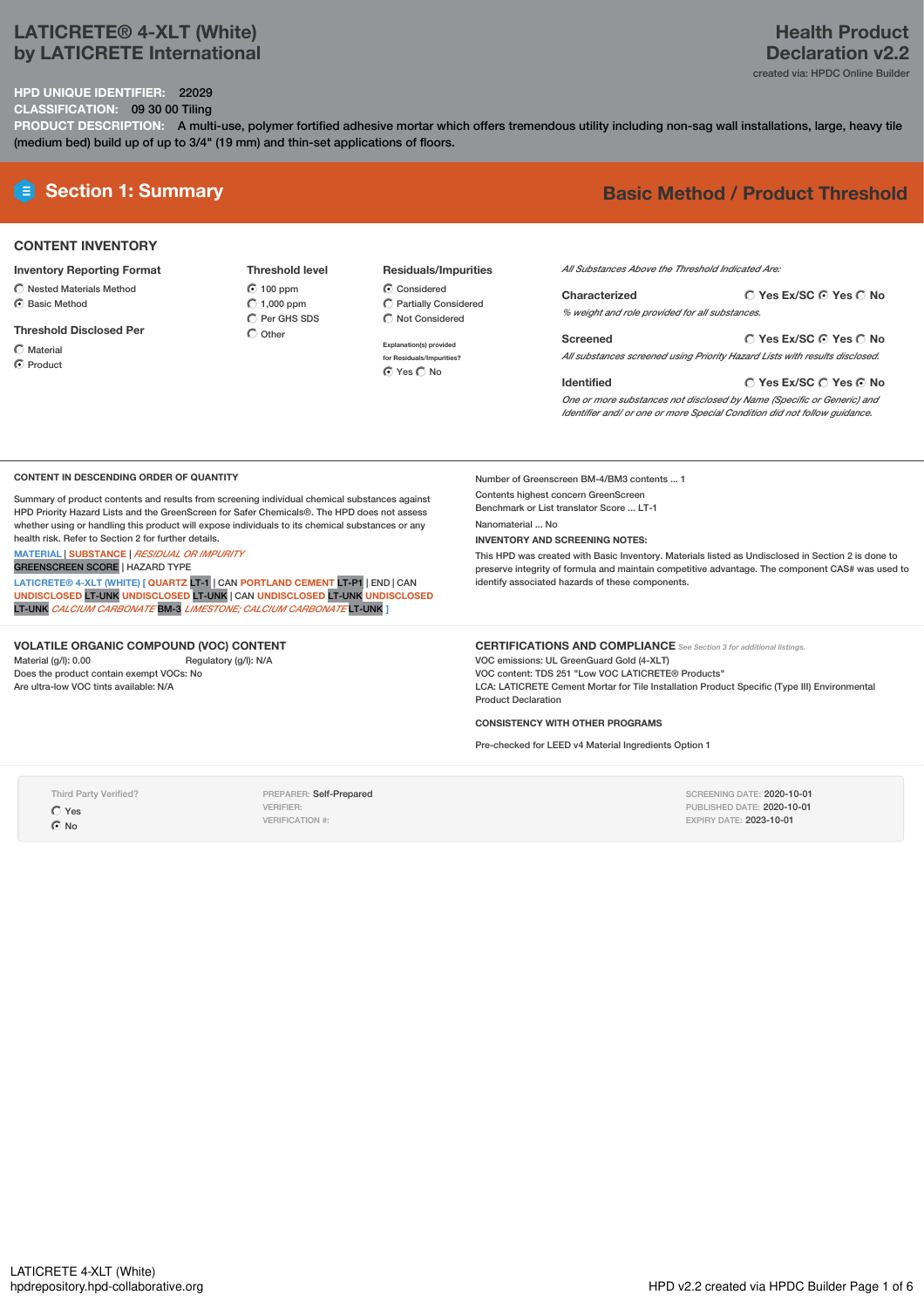# LATICRETE® 4-XLT (White) by LATICRETE International

## Health Product Declaration v2.2

created via: HPDC Online Builder

**HPD UNIQUE IDENTIFIER:** 22029

**CLASSIFICATION:** 09 30 00 Tiling

**PRODUCT DESCRIPTION:** A multi-use, polymer fortified adhesive mortar which offers tremendous utility including non-sag wall installations, large, heavy tile (medium bed) build up of up to 3/4" (19 mm) and thin-set applications of floors.

## Section 1: Summary

**Basic Method / Product Threshold**

### CONTENT INVENTORY

**Inventory Reporting Format**
- ○ Nested Materials Method
- ⦿ Basic Method

**Threshold Disclosed Per**
- ○ Material
- ⦿ Product

**Threshold level**
- ⦿ 100 ppm
- ○ 1,000 ppm
- ○ Per GHS SDS
- ○ Other

**Residuals/Impurities**
- ⦿ Considered
- ○ Partially Considered
- ○ Not Considered

Explanation(s) provided for Residuals/Impurities?
⦿ Yes ○ No

*All Substances Above the Threshold Indicated Are:*

**Characterized** ○ Yes Ex/SC ⦿ Yes ○ No
*% weight and role provided for all substances.*

**Screened** ○ Yes Ex/SC ⦿ Yes ○ No
*All substances screened using Priority Hazard Lists with results disclosed.*

**Identified** ○ Yes Ex/SC ○ Yes ⦿ No
*One or more substances not disclosed by Name (Specific or Generic) and Identifier and/ or one or more Special Condition did not follow guidance.*

### CONTENT IN DESCENDING ORDER OF QUANTITY

Summary of product contents and results from screening individual chemical substances against HPD Priority Hazard Lists and the GreenScreen for Safer Chemicals®. The HPD does not assess whether using or handling this product will expose individuals to its chemical substances or any health risk. Refer to Section 2 for further details.

MATERIAL | SUBSTANCE | *RESIDUAL OR IMPURITY*
GREENSCREEN SCORE | HAZARD TYPE

LATICRETE® 4-XLT (WHITE) [ QUARTZ LT-1 | CAN PORTLAND CEMENT LT-P1 | END | CAN UNDISCLOSED LT-UNK UNDISCLOSED LT-UNK | CAN UNDISCLOSED LT-UNK UNDISCLOSED LT-UNK *CALCIUM CARBONATE* BM-3 *LIMESTONE; CALCIUM CARBONATE* LT-UNK ]

Number of Greenscreen BM-4/BM3 contents ... 1

Contents highest concern GreenScreen Benchmark or List translator Score ... LT-1

Nanomaterial ... No

**INVENTORY AND SCREENING NOTES:**

This HPD was created with Basic Inventory. Materials listed as Undisclosed in Section 2 is done to preserve integrity of formula and maintain competitive advantage. The component CAS# was used to identify associated hazards of these components.

### VOLATILE ORGANIC COMPOUND (VOC) CONTENT

Material (g/l): 0.00 Regulatory (g/l): N/A

Does the product contain exempt VOCs: No

Are ultra-low VOC tints available: N/A

### CERTIFICATIONS AND COMPLIANCE

*See Section 3 for additional listings.*

VOC emissions: UL GreenGuard Gold (4-XLT)

VOC content: TDS 251 "Low VOC LATICRETE® Products"

LCA: LATICRETE Cement Mortar for Tile Installation Product Specific (Type III) Environmental Product Declaration

### CONSISTENCY WITH OTHER PROGRAMS

Pre-checked for LEED v4 Material Ingredients Option 1

Third Party Verified?
- ○ Yes
- ⦿ No

PREPARER: Self-Prepared
VERIFIER:
VERIFICATION #:

SCREENING DATE: 2020-10-01
PUBLISHED DATE: 2020-10-01
EXPIRY DATE: 2023-10-01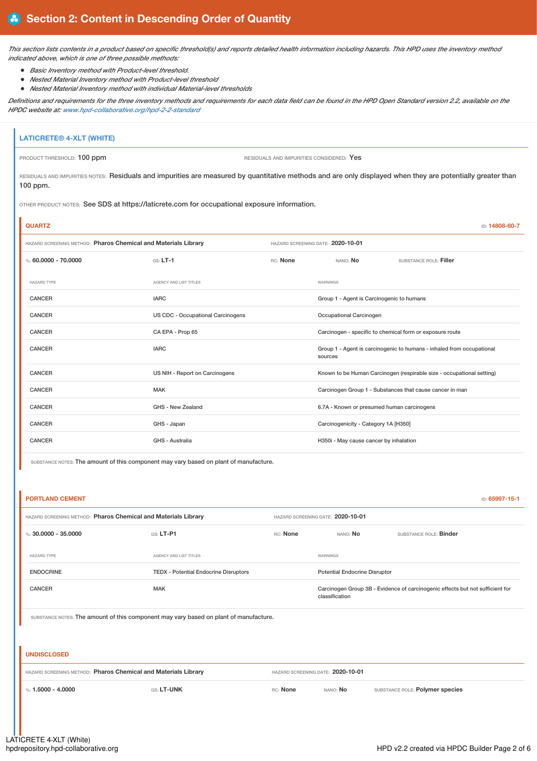# Section 2: Content in Descending Order of Quantity

*This section lists contents in a product based on specific threshold(s) and reports detailed health information including hazards. This HPD uses the inventory method indicated above, which is one of three possible methods:*

- *Basic Inventory method with Product-level threshold.*
- *Nested Material Inventory method with Product-level threshold*
- *Nested Material Inventory method with individual Material-level thresholds*

*Definitions and requirements for the three inventory methods and requirements for each data field can be found in the HPD Open Standard version 2.2, available on the HPDC website at: www.hpd-collaborative.org/hpd-2-2-standard*

## LATICRETE® 4-XLT (WHITE)

PRODUCT THRESHOLD: 100 ppm

RESIDUALS AND IMPURITIES CONSIDERED: Yes

RESIDUALS AND IMPURITIES NOTES: Residuals and impurities are measured by quantitative methods and are only displayed when they are potentially greater than 100 ppm.

OTHER PRODUCT NOTES: See SDS at https://laticrete.com for occupational exposure information.

### QUARTZ

ID: 14808-60-7

HAZARD SCREENING METHOD: **Pharos Chemical and Materials Library** HAZARD SCREENING DATE: **2020-10-01**

%: **60.0000 - 70.0000** GS: **LT-1** RC: **None** NANO: **No** SUBSTANCE ROLE: **Filler**

| HAZARD TYPE | AGENCY AND LIST TITLES | WARNINGS |
|---|---|---|
| CANCER | IARC | Group 1 - Agent is Carcinogenic to humans |
| CANCER | US CDC - Occupational Carcinogens | Occupational Carcinogen |
| CANCER | CA EPA - Prop 65 | Carcinogen - specific to chemical form or exposure route |
| CANCER | IARC | Group 1 - Agent is carcinogenic to humans - inhaled from occupational sources |
| CANCER | US NIH - Report on Carcinogens | Known to be Human Carcinogen (respirable size - occupational setting) |
| CANCER | MAK | Carcinogen Group 1 - Substances that cause cancer in man |
| CANCER | GHS - New Zealand | 6.7A - Known or presumed human carcinogens |
| CANCER | GHS - Japan | Carcinogenicity - Category 1A [H350] |
| CANCER | GHS - Australia | H350i - May cause cancer by inhalation |

SUBSTANCE NOTES: The amount of this component may vary based on plant of manufacture.

### PORTLAND CEMENT

ID: 65997-15-1

HAZARD SCREENING METHOD: **Pharos Chemical and Materials Library** HAZARD SCREENING DATE: **2020-10-01**

%: **30.0000 - 35.0000** GS: **LT-P1** RC: **None** NANO: **No** SUBSTANCE ROLE: **Binder**

| HAZARD TYPE | AGENCY AND LIST TITLES | WARNINGS |
|---|---|---|
| ENDOCRINE | TEDX - Potential Endocrine Disruptors | Potential Endocrine Disruptor |
| CANCER | MAK | Carcinogen Group 3B - Evidence of carcinogenic effects but not sufficient for classification |

SUBSTANCE NOTES: The amount of this component may vary based on plant of manufacture.

### UNDISCLOSED

HAZARD SCREENING METHOD: **Pharos Chemical and Materials Library** HAZARD SCREENING DATE: **2020-10-01**

%: **1.5000 - 4.0000** GS: **LT-UNK** RC: **None** NANO: **No** SUBSTANCE ROLE: **Polymer species**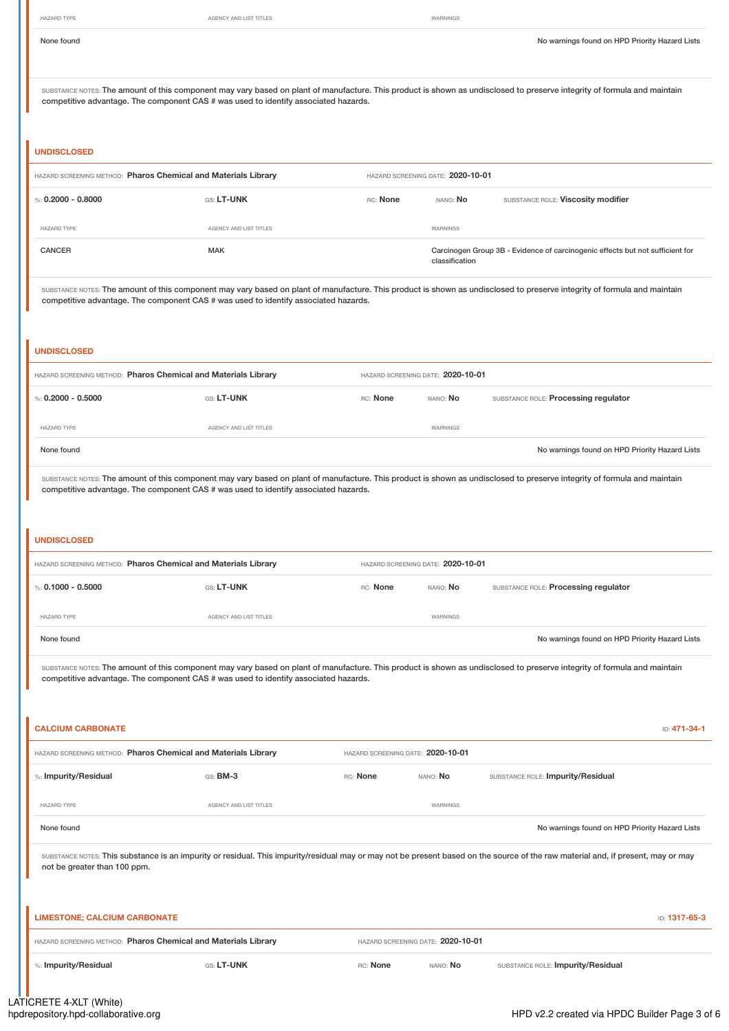| HAZARD TYPE | AGENCY AND LIST TITLES | WARNINGS |
|---|---|---|
| None found | | No warnings found on HPD Priority Hazard Lists |

SUBSTANCE NOTES: The amount of this component may vary based on plant of manufacture. This product is shown as undisclosed to preserve integrity of formula and maintain competitive advantage. The component CAS # was used to identify associated hazards.

### UNDISCLOSED

HAZARD SCREENING METHOD: **Pharos Chemical and Materials Library** HAZARD SCREENING DATE: **2020-10-01**

%: **0.2000 - 0.8000** GS: **LT-UNK** RC: **None** NANO: **No** SUBSTANCE ROLE: **Viscosity modifier**

| HAZARD TYPE | AGENCY AND LIST TITLES | WARNINGS |
|---|---|---|
| CANCER | MAK | Carcinogen Group 3B - Evidence of carcinogenic effects but not sufficient for classification |

SUBSTANCE NOTES: The amount of this component may vary based on plant of manufacture. This product is shown as undisclosed to preserve integrity of formula and maintain competitive advantage. The component CAS # was used to identify associated hazards.

### UNDISCLOSED

HAZARD SCREENING METHOD: **Pharos Chemical and Materials Library** HAZARD SCREENING DATE: **2020-10-01**

%: **0.2000 - 0.5000** GS: **LT-UNK** RC: **None** NANO: **No** SUBSTANCE ROLE: **Processing regulator**

| HAZARD TYPE | AGENCY AND LIST TITLES | WARNINGS |
|---|---|---|
| None found | | No warnings found on HPD Priority Hazard Lists |

SUBSTANCE NOTES: The amount of this component may vary based on plant of manufacture. This product is shown as undisclosed to preserve integrity of formula and maintain competitive advantage. The component CAS # was used to identify associated hazards.

### UNDISCLOSED

HAZARD SCREENING METHOD: **Pharos Chemical and Materials Library** HAZARD SCREENING DATE: **2020-10-01**

%: **0.1000 - 0.5000** GS: **LT-UNK** RC: **None** NANO: **No** SUBSTANCE ROLE: **Processing regulator**

| HAZARD TYPE | AGENCY AND LIST TITLES | WARNINGS |
|---|---|---|
| None found | | No warnings found on HPD Priority Hazard Lists |

SUBSTANCE NOTES: The amount of this component may vary based on plant of manufacture. This product is shown as undisclosed to preserve integrity of formula and maintain competitive advantage. The component CAS # was used to identify associated hazards.

### CALCIUM CARBONATE

ID: **471-34-1**

HAZARD SCREENING METHOD: **Pharos Chemical and Materials Library** HAZARD SCREENING DATE: **2020-10-01**

%: **Impurity/Residual** GS: **BM-3** RC: **None** NANO: **No** SUBSTANCE ROLE: **Impurity/Residual**

| HAZARD TYPE | AGENCY AND LIST TITLES | WARNINGS |
|---|---|---|
| None found | | No warnings found on HPD Priority Hazard Lists |

SUBSTANCE NOTES: This substance is an impurity or residual. This impurity/residual may or may not be present based on the source of the raw material and, if present, may or may not be greater than 100 ppm.

### LIMESTONE; CALCIUM CARBONATE

ID: **1317-65-3**

HAZARD SCREENING METHOD: **Pharos Chemical and Materials Library** HAZARD SCREENING DATE: **2020-10-01**

%: **Impurity/Residual** GS: **LT-UNK** RC: **None** NANO: **No** SUBSTANCE ROLE: **Impurity/Residual**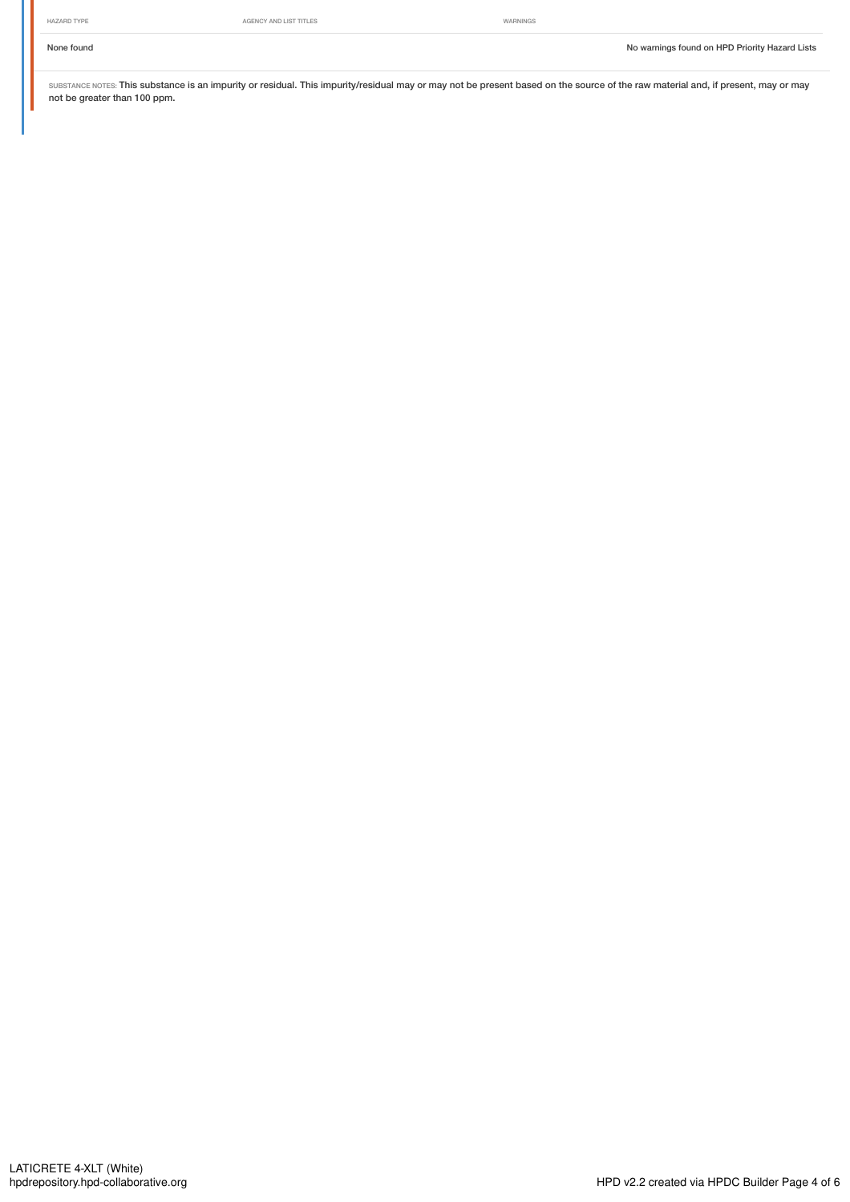| HAZARD TYPE | AGENCY AND LIST TITLES | WARNINGS |
| --- | --- | --- |
| None found | | No warnings found on HPD Priority Hazard Lists |

SUBSTANCE NOTES: This substance is an impurity or residual. This impurity/residual may or may not be present based on the source of the raw material and, if present, may or may not be greater than 100 ppm.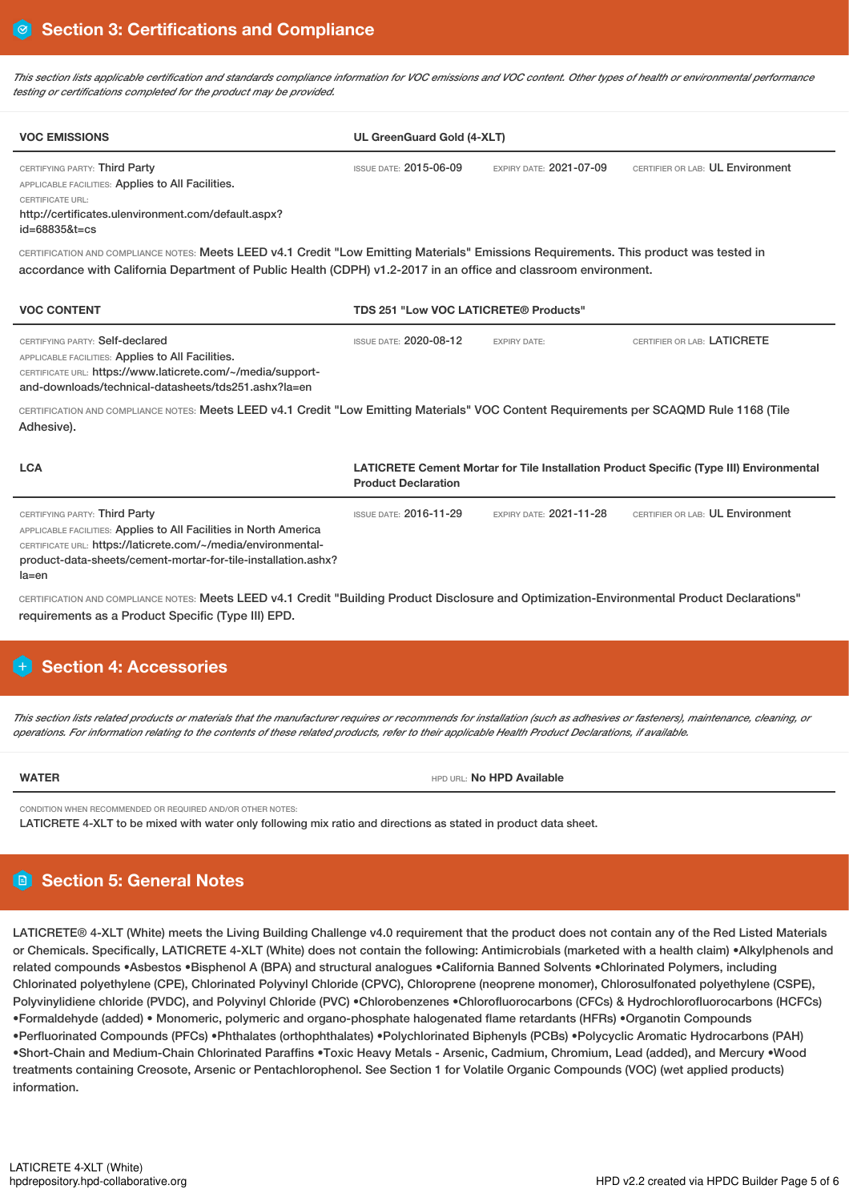## Section 3: Certifications and Compliance

*This section lists applicable certification and standards compliance information for VOC emissions and VOC content. Other types of health or environmental performance testing or certifications completed for the product may be provided.*

| **VOC EMISSIONS** | **UL GreenGuard Gold (4-XLT)** | | |
|---|---|---|---|
| CERTIFYING PARTY: Third Party<br>APPLICABLE FACILITIES: Applies to All Facilities.<br>CERTIFICATE URL:<br>http://certificates.ulenvironment.com/default.aspx?id=68835&t=cs | ISSUE DATE: 2015-06-09 | EXPIRY DATE: 2021-07-09 | CERTIFIER OR LAB: UL Environment |

CERTIFICATION AND COMPLIANCE NOTES: Meets LEED v4.1 Credit "Low Emitting Materials" Emissions Requirements. This product was tested in accordance with California Department of Public Health (CDPH) v1.2-2017 in an office and classroom environment.

| **VOC CONTENT** | **TDS 251 "Low VOC LATICRETE® Products"** | | |
|---|---|---|---|
| CERTIFYING PARTY: Self-declared<br>APPLICABLE FACILITIES: Applies to All Facilities.<br>CERTIFICATE URL: https://www.laticrete.com/~/media/support-and-downloads/technical-datasheets/tds251.ashx?la=en | ISSUE DATE: 2020-08-12 | EXPIRY DATE: | CERTIFIER OR LAB: LATICRETE |

CERTIFICATION AND COMPLIANCE NOTES: Meets LEED v4.1 Credit "Low Emitting Materials" VOC Content Requirements per SCAQMD Rule 1168 (Tile Adhesive).

| **LCA** | **LATICRETE Cement Mortar for Tile Installation Product Specific (Type III) Environmental Product Declaration** | | |
|---|---|---|---|
| CERTIFYING PARTY: Third Party<br>APPLICABLE FACILITIES: Applies to All Facilities in North America<br>CERTIFICATE URL: https://laticrete.com/~/media/environmental-product-data-sheets/cement-mortar-for-tile-installation.ashx?la=en | ISSUE DATE: 2016-11-29 | EXPIRY DATE: 2021-11-28 | CERTIFIER OR LAB: UL Environment |

CERTIFICATION AND COMPLIANCE NOTES: Meets LEED v4.1 Credit "Building Product Disclosure and Optimization-Environmental Product Declarations" requirements as a Product Specific (Type III) EPD.

## Section 4: Accessories

*This section lists related products or materials that the manufacturer requires or recommends for installation (such as adhesives or fasteners), maintenance, cleaning, or operations. For information relating to the contents of these related products, refer to their applicable Health Product Declarations, if available.*

| **WATER** | HPD URL: **No HPD Available** |
|---|---|

CONDITION WHEN RECOMMENDED OR REQUIRED AND/OR OTHER NOTES:
LATICRETE 4-XLT to be mixed with water only following mix ratio and directions as stated in product data sheet.

## Section 5: General Notes

LATICRETE® 4-XLT (White) meets the Living Building Challenge v4.0 requirement that the product does not contain any of the Red Listed Materials or Chemicals. Specifically, LATICRETE 4-XLT (White) does not contain the following: Antimicrobials (marketed with a health claim) •Alkylphenols and related compounds •Asbestos •Bisphenol A (BPA) and structural analogues •California Banned Solvents •Chlorinated Polymers, including Chlorinated polyethylene (CPE), Chlorinated Polyvinyl Chloride (CPVC), Chloroprene (neoprene monomer), Chlorosulfonated polyethylene (CSPE), Polyvinylidiene chloride (PVDC), and Polyvinyl Chloride (PVC) •Chlorobenzenes •Chlorofluorocarbons (CFCs) & Hydrochlorofluorocarbons (HCFCs) •Formaldehyde (added) • Monomeric, polymeric and organo-phosphate halogenated flame retardants (HFRs) •Organotin Compounds •Perfluorinated Compounds (PFCs) •Phthalates (orthophthalates) •Polychlorinated Biphenyls (PCBs) •Polycyclic Aromatic Hydrocarbons (PAH) •Short-Chain and Medium-Chain Chlorinated Paraffins •Toxic Heavy Metals - Arsenic, Cadmium, Chromium, Lead (added), and Mercury •Wood treatments containing Creosote, Arsenic or Pentachlorophenol. See Section 1 for Volatile Organic Compounds (VOC) (wet applied products) information.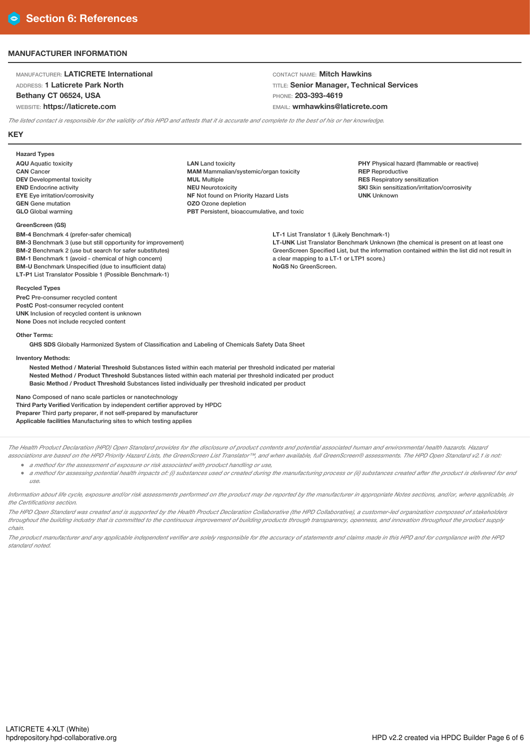# Section 6: References

## MANUFACTURER INFORMATION

MANUFACTURER: **LATICRETE International**
ADDRESS: **1 Laticrete Park North**
**Bethany CT 06524, USA**
WEBSITE: **https://laticrete.com**

CONTACT NAME: **Mitch Hawkins**
TITLE: **Senior Manager, Technical Services**
PHONE: **203-393-4619**
EMAIL: **wmhawkins@laticrete.com**

*The listed contact is responsible for the validity of this HPD and attests that it is accurate and complete to the best of his or her knowledge.*

## KEY

### Hazard Types

**AQU** Aquatic toxicity
**CAN** Cancer
**DEV** Developmental toxicity
**END** Endocrine activity
**EYE** Eye irritation/corrosivity
**GEN** Gene mutation
**GLO** Global warming
**LAN** Land toxicity
**MAM** Mammalian/systemic/organ toxicity
**MUL** Multiple
**NEU** Neurotoxicity
**NF** Not found on Priority Hazard Lists
**OZO** Ozone depletion
**PBT** Persistent, bioaccumulative, and toxic
**PHY** Physical hazard (flammable or reactive)
**REP** Reproductive
**RES** Respiratory sensitization
**SKI** Skin sensitization/irritation/corrosivity
**UNK** Unknown

### GreenScreen (GS)

**BM-4** Benchmark 4 (prefer-safer chemical)
**BM-3** Benchmark 3 (use but still opportunity for improvement)
**BM-2** Benchmark 2 (use but search for safer substitutes)
**BM-1** Benchmark 1 (avoid - chemical of high concern)
**BM-U** Benchmark Unspecified (due to insufficient data)
**LT-P1** List Translator Possible 1 (Possible Benchmark-1)
**LT-1** List Translator 1 (Likely Benchmark-1)
**LT-UNK** List Translator Benchmark Unknown (the chemical is present on at least one GreenScreen Specified List, but the information contained within the list did not result in a clear mapping to a LT-1 or LTP1 score.)
**NoGS** No GreenScreen.

### Recycled Types

**PreC** Pre-consumer recycled content
**PostC** Post-consumer recycled content
**UNK** Inclusion of recycled content is unknown
**None** Does not include recycled content

### Other Terms:

**GHS SDS** Globally Harmonized System of Classification and Labeling of Chemicals Safety Data Sheet

### Inventory Methods:

**Nested Method / Material Threshold** Substances listed within each material per threshold indicated per material
**Nested Method / Product Threshold** Substances listed within each material per threshold indicated per product
**Basic Method / Product Threshold** Substances listed individually per threshold indicated per product

**Nano** Composed of nano scale particles or nanotechnology
**Third Party Verified** Verification by independent certifier approved by HPDC
**Preparer** Third party preparer, if not self-prepared by manufacturer
**Applicable facilities** Manufacturing sites to which testing applies

*The Health Product Declaration (HPD) Open Standard provides for the disclosure of product contents and potential associated human and environmental health hazards. Hazard associations are based on the HPD Priority Hazard Lists, the GreenScreen List Translator™, and when available, full GreenScreen® assessments. The HPD Open Standard v2.1 is not:*

- *a method for the assessment of exposure or risk associated with product handling or use,*
- *a method for assessing potential health impacts of: (i) substances used or created during the manufacturing process or (ii) substances created after the product is delivered for end use.*

*Information about life cycle, exposure and/or risk assessments performed on the product may be reported by the manufacturer in appropriate Notes sections, and/or, where applicable, in the Certifications section.*

*The HPD Open Standard was created and is supported by the Health Product Declaration Collaborative (the HPD Collaborative), a customer-led organization composed of stakeholders throughout the building industry that is committed to the continuous improvement of building products through transparency, openness, and innovation throughout the product supply chain.*

*The product manufacturer and any applicable independent verifier are solely responsible for the accuracy of statements and claims made in this HPD and for compliance with the HPD standard noted.*